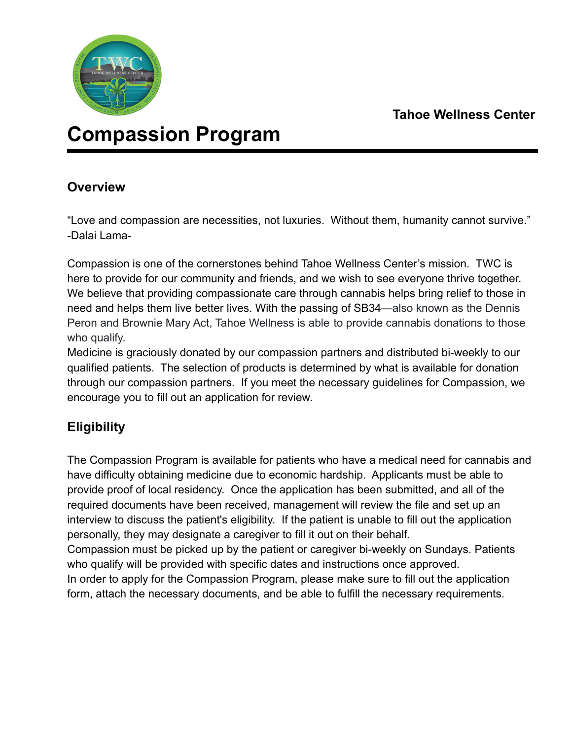Tahoe Wellness Center

# Compassion Program

## Overview

"Love and compassion are necessities, not luxuries. Without them, humanity cannot survive." -Dalai Lama-

Compassion is one of the cornerstones behind Tahoe Wellness Center's mission. TWC is here to provide for our community and friends, and we wish to see everyone thrive together. We believe that providing compassionate care through cannabis helps bring relief to those in need and helps them live better lives. With the passing of SB34—also known as the Dennis Peron and Brownie Mary Act, Tahoe Wellness is able to provide cannabis donations to those who qualify.

Medicine is graciously donated by our compassion partners and distributed bi-weekly to our qualified patients. The selection of products is determined by what is available for donation through our compassion partners. If you meet the necessary guidelines for Compassion, we encourage you to fill out an application for review.

## Eligibility

The Compassion Program is available for patients who have a medical need for cannabis and have difficulty obtaining medicine due to economic hardship. Applicants must be able to provide proof of local residency. Once the application has been submitted, and all of the required documents have been received, management will review the file and set up an interview to discuss the patient's eligibility. If the patient is unable to fill out the application personally, they may designate a caregiver to fill it out on their behalf.

Compassion must be picked up by the patient or caregiver bi-weekly on Sundays. Patients who qualify will be provided with specific dates and instructions once approved.

In order to apply for the Compassion Program, please make sure to fill out the application form, attach the necessary documents, and be able to fulfill the necessary requirements.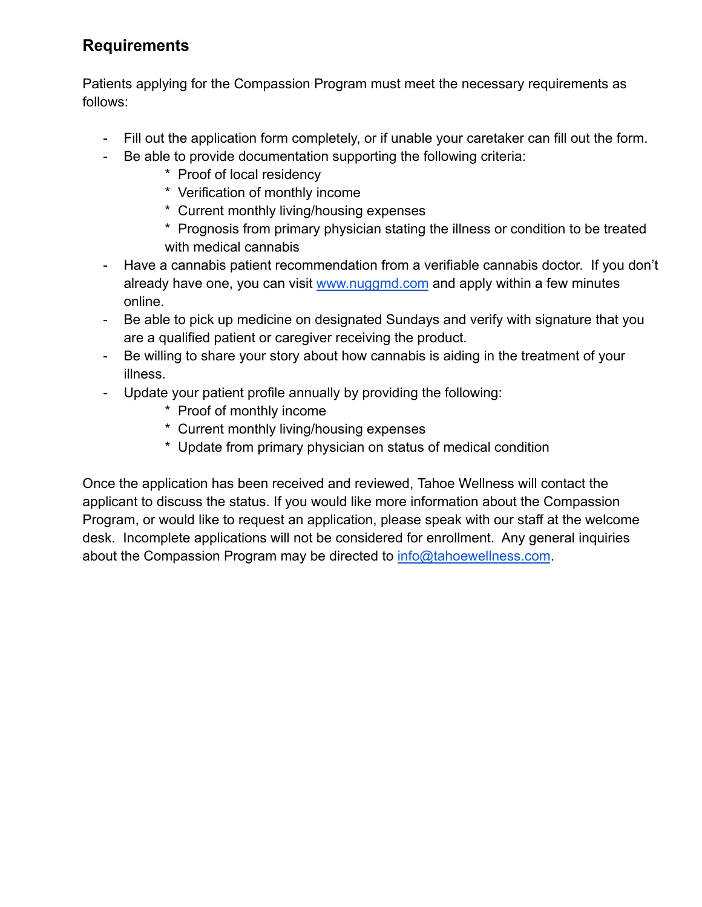## Requirements

Patients applying for the Compassion Program must meet the necessary requirements as follows:

- Fill out the application form completely, or if unable your caretaker can fill out the form.
- Be able to provide documentation supporting the following criteria:
    - Proof of local residency
    - Verification of monthly income
    - Current monthly living/housing expenses
    - Prognosis from primary physician stating the illness or condition to be treated with medical cannabis
- Have a cannabis patient recommendation from a verifiable cannabis doctor. If you don't already have one, you can visit [www.nuggmd.com](http://www.nuggmd.com) and apply within a few minutes online.
- Be able to pick up medicine on designated Sundays and verify with signature that you are a qualified patient or caregiver receiving the product.
- Be willing to share your story about how cannabis is aiding in the treatment of your illness.
- Update your patient profile annually by providing the following:
    - Proof of monthly income
    - Current monthly living/housing expenses
    - Update from primary physician on status of medical condition

Once the application has been received and reviewed, Tahoe Wellness will contact the applicant to discuss the status. If you would like more information about the Compassion Program, or would like to request an application, please speak with our staff at the welcome desk. Incomplete applications will not be considered for enrollment. Any general inquiries about the Compassion Program may be directed to [info@tahoewellness.com](mailto:info@tahoewellness.com).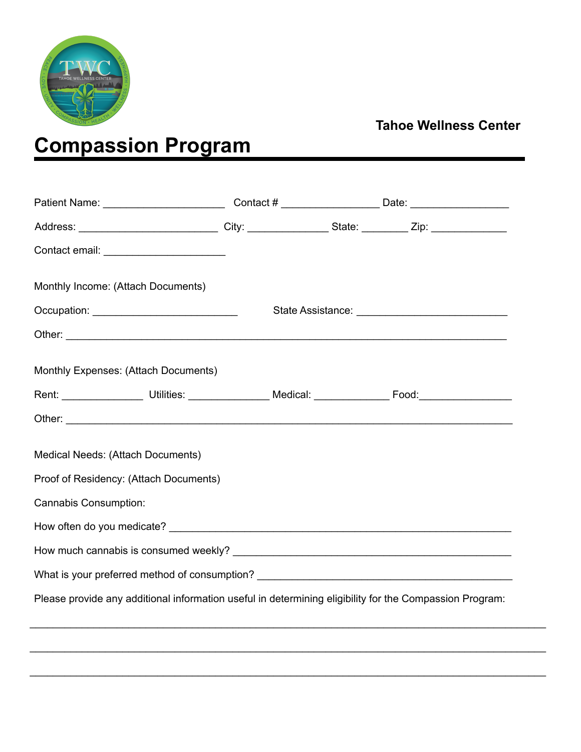Tahoe Wellness Center

# Compassion Program

Patient Name: ____________________ Contact # ________________ Date: ________________

Address: _______________________ City: _____________ State: ________ Zip: ____________

Contact email: ____________________

Monthly Income: (Attach Documents)

Occupation: ________________________ State Assistance: _________________________

Other: ___________________________________________________________________________

Monthly Expenses: (Attach Documents)

Rent: _____________ Utilities: _____________ Medical: ____________ Food:______________

Other: ___________________________________________________________________________

Medical Needs: (Attach Documents)

Proof of Residency: (Attach Documents)

Cannabis Consumption:

How often do you medicate? ____________________________________________________

How much cannabis is consumed weekly? _________________________________________

What is your preferred method of consumption? __________________________________

Please provide any additional information useful in determining eligibility for the Compassion Program:

_____________________________________________________________________________

_____________________________________________________________________________

_____________________________________________________________________________